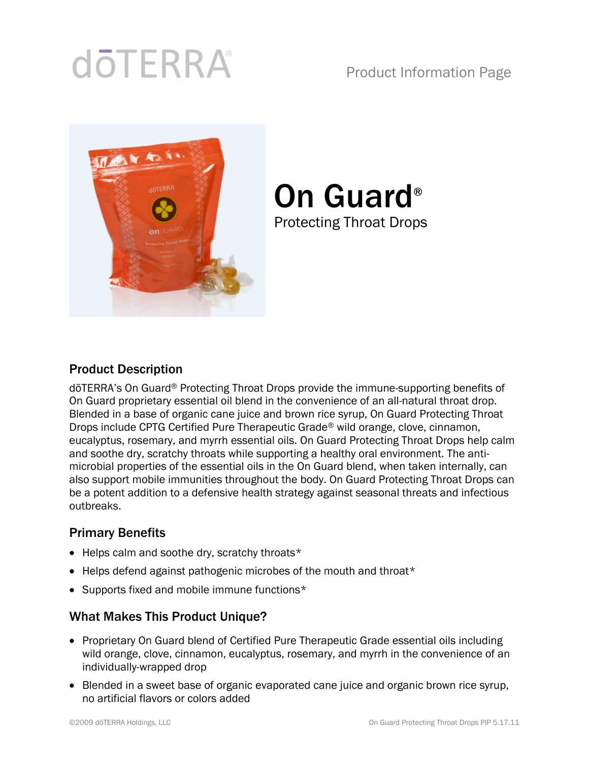dōTERRA®

Product Information Page

# On Guard®

## Protecting Throat Drops

### Product Description

dōTERRA's On Guard® Protecting Throat Drops provide the immune-supporting benefits of On Guard proprietary essential oil blend in the convenience of an all-natural throat drop. Blended in a base of organic cane juice and brown rice syrup, On Guard Protecting Throat Drops include CPTG Certified Pure Therapeutic Grade® wild orange, clove, cinnamon, eucalyptus, rosemary, and myrrh essential oils. On Guard Protecting Throat Drops help calm and soothe dry, scratchy throats while supporting a healthy oral environment. The anti-microbial properties of the essential oils in the On Guard blend, when taken internally, can also support mobile immunities throughout the body. On Guard Protecting Throat Drops can be a potent addition to a defensive health strategy against seasonal threats and infectious outbreaks.

### Primary Benefits

- Helps calm and soothe dry, scratchy throats*
- Helps defend against pathogenic microbes of the mouth and throat*
- Supports fixed and mobile immune functions*

### What Makes This Product Unique?

- Proprietary On Guard blend of Certified Pure Therapeutic Grade essential oils including wild orange, clove, cinnamon, eucalyptus, rosemary, and myrrh in the convenience of an individually-wrapped drop
- Blended in a sweet base of organic evaporated cane juice and organic brown rice syrup, no artificial flavors or colors added

©2009 dōTERRA Holdings, LLC

On Guard Protecting Throat Drops PIP 5.17.11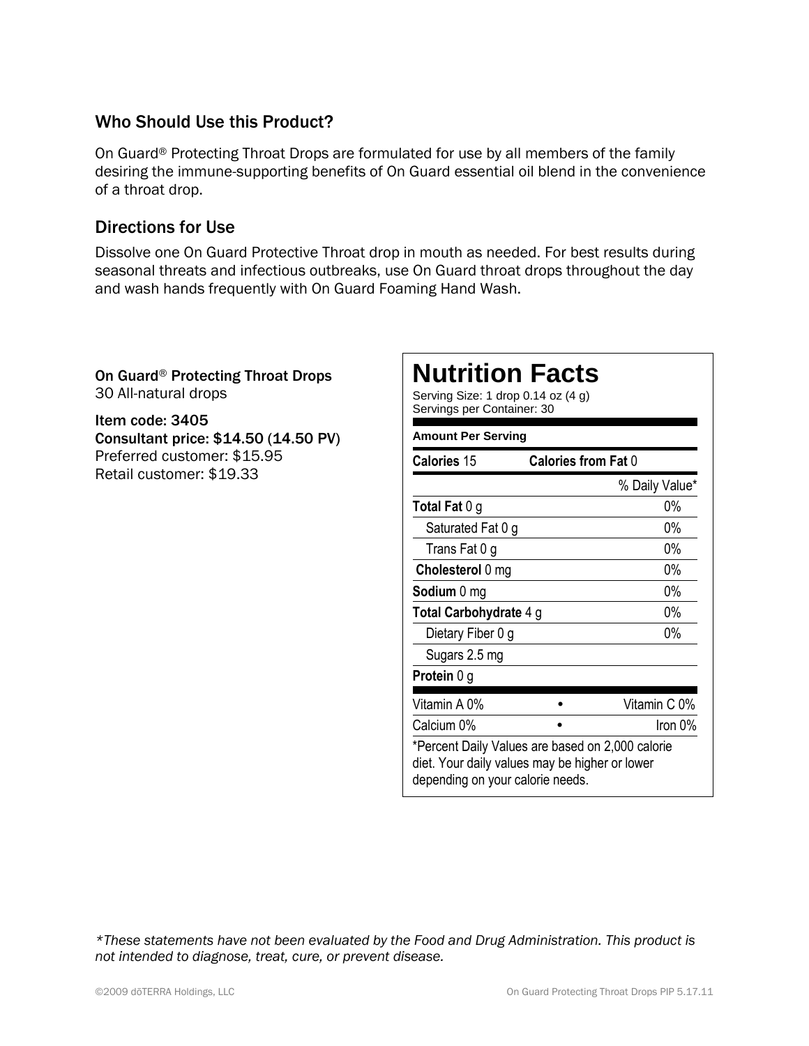## Who Should Use this Product?

On Guard® Protecting Throat Drops are formulated for use by all members of the family desiring the immune-supporting benefits of On Guard essential oil blend in the convenience of a throat drop.

## Directions for Use

Dissolve one On Guard Protective Throat drop in mouth as needed. For best results during seasonal threats and infectious outbreaks, use On Guard throat drops throughout the day and wash hands frequently with On Guard Foaming Hand Wash.

**On Guard® Protecting Throat Drops**
30 All-natural drops

**Item code: 3405**
**Consultant price: $14.50 (14.50 PV)**
Preferred customer: $15.95
Retail customer: $19.33

# Nutrition Facts

Serving Size: 1 drop 0.14 oz (4 g)
Servings per Container: 30

| | | |
|---|---|---|
| **Amount Per Serving** | | |
| **Calories** 15 | **Calories from Fat** 0 | |
| | | % Daily Value* |
| **Total Fat** 0 g | | 0% |
| Saturated Fat 0 g | | 0% |
| Trans Fat 0 g | | 0% |
| **Cholesterol** 0 mg | | 0% |
| **Sodium** 0 mg | | 0% |
| **Total Carbohydrate** 4 g | | 0% |
| Dietary Fiber 0 g | | 0% |
| Sugars 2.5 mg | | |
| **Protein** 0 g | | |
| Vitamin A 0% | • | Vitamin C 0% |
| Calcium 0% | • | Iron 0% |

*Percent Daily Values are based on 2,000 calorie diet. Your daily values may be higher or lower depending on your calorie needs.

*\*These statements have not been evaluated by the Food and Drug Administration. This product is not intended to diagnose, treat, cure, or prevent disease.*

©2009 dōTERRA Holdings, LLC

On Guard Protecting Throat Drops PIP 5.17.11